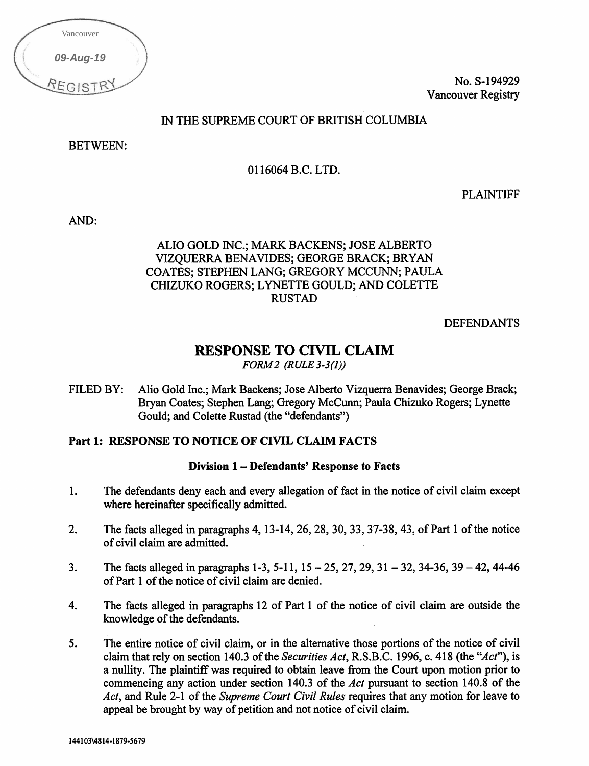Vancouver
09-Aug-19
REGISTRY

No. S-194929
Vancouver Registry

IN THE SUPREME COURT OF BRITISH COLUMBIA

BETWEEN:

0116064 B.C. LTD.

PLAINTIFF

AND:

ALIO GOLD INC.; MARK BACKENS; JOSE ALBERTO VIZQUERRA BENAVIDES; GEORGE BRACK; BRYAN COATES; STEPHEN LANG; GREGORY MCCUNN; PAULA CHIZUKO ROGERS; LYNETTE GOULD; AND COLETTE RUSTAD

DEFENDANTS

# RESPONSE TO CIVIL CLAIM

*FORM 2 (RULE 3-3(1))*

FILED BY: Alio Gold Inc.; Mark Backens; Jose Alberto Vizquerra Benavides; George Brack; Bryan Coates; Stephen Lang; Gregory McCunn; Paula Chizuko Rogers; Lynette Gould; and Colette Rustad (the "defendants")

## Part 1: RESPONSE TO NOTICE OF CIVIL CLAIM FACTS

### Division 1 – Defendants' Response to Facts

1. The defendants deny each and every allegation of fact in the notice of civil claim except where hereinafter specifically admitted.

2. The facts alleged in paragraphs 4, 13-14, 26, 28, 30, 33, 37-38, 43, of Part 1 of the notice of civil claim are admitted.

3. The facts alleged in paragraphs 1-3, 5-11, 15 – 25, 27, 29, 31 – 32, 34-36, 39 – 42, 44-46 of Part 1 of the notice of civil claim are denied.

4. The facts alleged in paragraphs 12 of Part 1 of the notice of civil claim are outside the knowledge of the defendants.

5. The entire notice of civil claim, or in the alternative those portions of the notice of civil claim that rely on section 140.3 of the *Securities Act*, R.S.B.C. 1996, c. 418 (the "*Act*"), is a nullity. The plaintiff was required to obtain leave from the Court upon motion prior to commencing any action under section 140.3 of the *Act* pursuant to section 140.8 of the *Act*, and Rule 2-1 of the *Supreme Court Civil Rules* requires that any motion for leave to appeal be brought by way of petition and not notice of civil claim.

144103\4814-1879-5679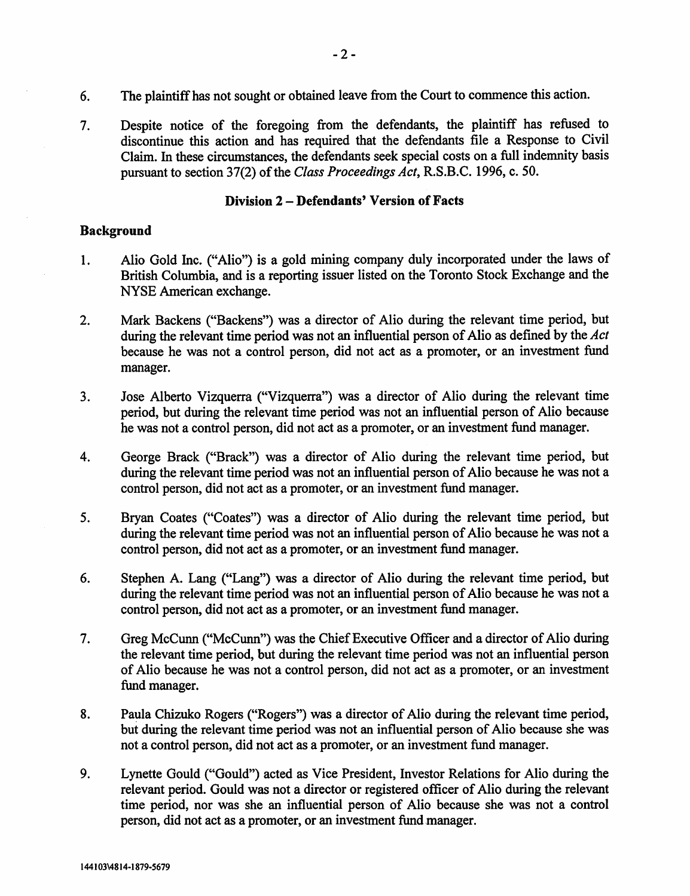6. The plaintiff has not sought or obtained leave from the Court to commence this action.

7. Despite notice of the foregoing from the defendants, the plaintiff has refused to discontinue this action and has required that the defendants file a Response to Civil Claim. In these circumstances, the defendants seek special costs on a full indemnity basis pursuant to section 37(2) of the *Class Proceedings Act*, R.S.B.C. 1996, c. 50.

## Division 2 – Defendants' Version of Facts

### Background

1. Alio Gold Inc. ("Alio") is a gold mining company duly incorporated under the laws of British Columbia, and is a reporting issuer listed on the Toronto Stock Exchange and the NYSE American exchange.

2. Mark Backens ("Backens") was a director of Alio during the relevant time period, but during the relevant time period was not an influential person of Alio as defined by the *Act* because he was not a control person, did not act as a promoter, or an investment fund manager.

3. Jose Alberto Vizquerra ("Vizquerra") was a director of Alio during the relevant time period, but during the relevant time period was not an influential person of Alio because he was not a control person, did not act as a promoter, or an investment fund manager.

4. George Brack ("Brack") was a director of Alio during the relevant time period, but during the relevant time period was not an influential person of Alio because he was not a control person, did not act as a promoter, or an investment fund manager.

5. Bryan Coates ("Coates") was a director of Alio during the relevant time period, but during the relevant time period was not an influential person of Alio because he was not a control person, did not act as a promoter, or an investment fund manager.

6. Stephen A. Lang ("Lang") was a director of Alio during the relevant time period, but during the relevant time period was not an influential person of Alio because he was not a control person, did not act as a promoter, or an investment fund manager.

7. Greg McCunn ("McCunn") was the Chief Executive Officer and a director of Alio during the relevant time period, but during the relevant time period was not an influential person of Alio because he was not a control person, did not act as a promoter, or an investment fund manager.

8. Paula Chizuko Rogers ("Rogers") was a director of Alio during the relevant time period, but during the relevant time period was not an influential person of Alio because she was not a control person, did not act as a promoter, or an investment fund manager.

9. Lynette Gould ("Gould") acted as Vice President, Investor Relations for Alio during the relevant period. Gould was not a director or registered officer of Alio during the relevant time period, nor was she an influential person of Alio because she was not a control person, did not act as a promoter, or an investment fund manager.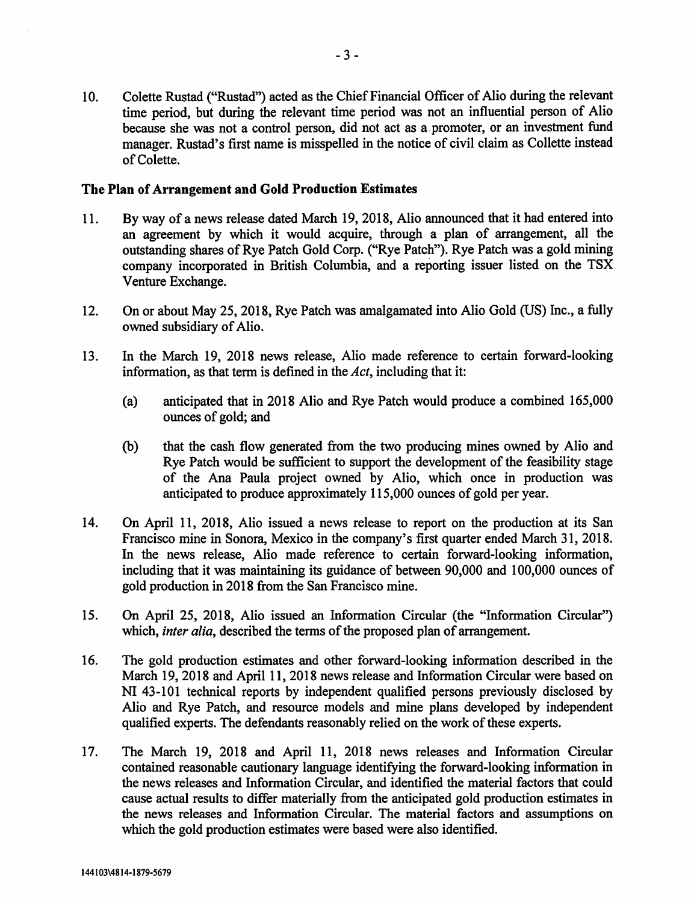10. Colette Rustad ("Rustad") acted as the Chief Financial Officer of Alio during the relevant time period, but during the relevant time period was not an influential person of Alio because she was not a control person, did not act as a promoter, or an investment fund manager. Rustad's first name is misspelled in the notice of civil claim as Collette instead of Colette.

## The Plan of Arrangement and Gold Production Estimates

11. By way of a news release dated March 19, 2018, Alio announced that it had entered into an agreement by which it would acquire, through a plan of arrangement, all the outstanding shares of Rye Patch Gold Corp. ("Rye Patch"). Rye Patch was a gold mining company incorporated in British Columbia, and a reporting issuer listed on the TSX Venture Exchange.

12. On or about May 25, 2018, Rye Patch was amalgamated into Alio Gold (US) Inc., a fully owned subsidiary of Alio.

13. In the March 19, 2018 news release, Alio made reference to certain forward-looking information, as that term is defined in the *Act*, including that it:

    (a) anticipated that in 2018 Alio and Rye Patch would produce a combined 165,000 ounces of gold; and

    (b) that the cash flow generated from the two producing mines owned by Alio and Rye Patch would be sufficient to support the development of the feasibility stage of the Ana Paula project owned by Alio, which once in production was anticipated to produce approximately 115,000 ounces of gold per year.

14. On April 11, 2018, Alio issued a news release to report on the production at its San Francisco mine in Sonora, Mexico in the company's first quarter ended March 31, 2018. In the news release, Alio made reference to certain forward-looking information, including that it was maintaining its guidance of between 90,000 and 100,000 ounces of gold production in 2018 from the San Francisco mine.

15. On April 25, 2018, Alio issued an Information Circular (the "Information Circular") which, *inter alia*, described the terms of the proposed plan of arrangement.

16. The gold production estimates and other forward-looking information described in the March 19, 2018 and April 11, 2018 news release and Information Circular were based on NI 43-101 technical reports by independent qualified persons previously disclosed by Alio and Rye Patch, and resource models and mine plans developed by independent qualified experts. The defendants reasonably relied on the work of these experts.

17. The March 19, 2018 and April 11, 2018 news releases and Information Circular contained reasonable cautionary language identifying the forward-looking information in the news releases and Information Circular, and identified the material factors that could cause actual results to differ materially from the anticipated gold production estimates in the news releases and Information Circular. The material factors and assumptions on which the gold production estimates were based were also identified.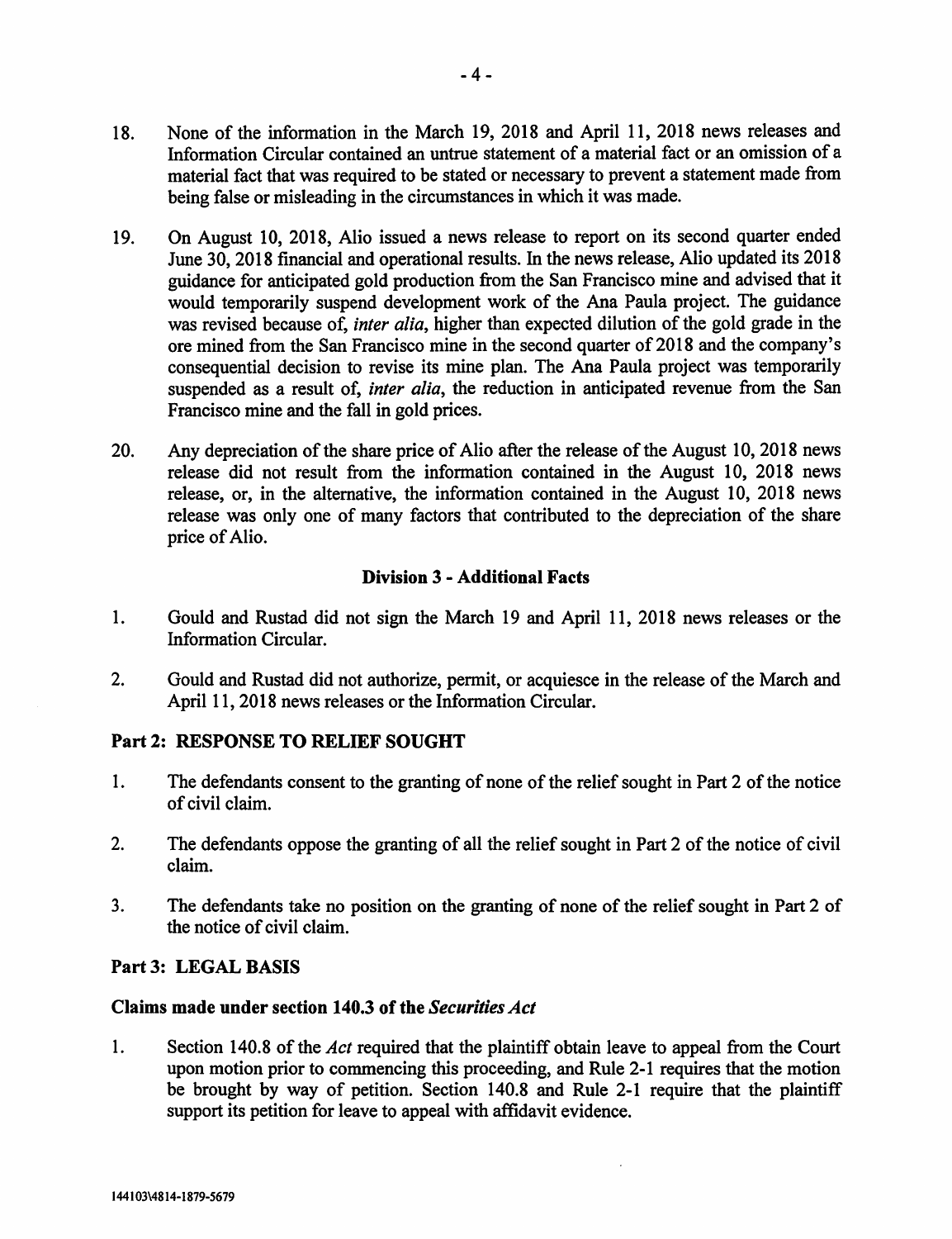18. None of the information in the March 19, 2018 and April 11, 2018 news releases and Information Circular contained an untrue statement of a material fact or an omission of a material fact that was required to be stated or necessary to prevent a statement made from being false or misleading in the circumstances in which it was made.

19. On August 10, 2018, Alio issued a news release to report on its second quarter ended June 30, 2018 financial and operational results. In the news release, Alio updated its 2018 guidance for anticipated gold production from the San Francisco mine and advised that it would temporarily suspend development work of the Ana Paula project. The guidance was revised because of, *inter alia*, higher than expected dilution of the gold grade in the ore mined from the San Francisco mine in the second quarter of 2018 and the company's consequential decision to revise its mine plan. The Ana Paula project was temporarily suspended as a result of, *inter alia*, the reduction in anticipated revenue from the San Francisco mine and the fall in gold prices.

20. Any depreciation of the share price of Alio after the release of the August 10, 2018 news release did not result from the information contained in the August 10, 2018 news release, or, in the alternative, the information contained in the August 10, 2018 news release was only one of many factors that contributed to the depreciation of the share price of Alio.

### Division 3 - Additional Facts

1. Gould and Rustad did not sign the March 19 and April 11, 2018 news releases or the Information Circular.

2. Gould and Rustad did not authorize, permit, or acquiesce in the release of the March and April 11, 2018 news releases or the Information Circular.

## Part 2: RESPONSE TO RELIEF SOUGHT

1. The defendants consent to the granting of none of the relief sought in Part 2 of the notice of civil claim.

2. The defendants oppose the granting of all the relief sought in Part 2 of the notice of civil claim.

3. The defendants take no position on the granting of none of the relief sought in Part 2 of the notice of civil claim.

## Part 3: LEGAL BASIS

### Claims made under section 140.3 of the *Securities Act*

1. Section 140.8 of the *Act* required that the plaintiff obtain leave to appeal from the Court upon motion prior to commencing this proceeding, and Rule 2-1 requires that the motion be brought by way of petition. Section 140.8 and Rule 2-1 require that the plaintiff support its petition for leave to appeal with affidavit evidence.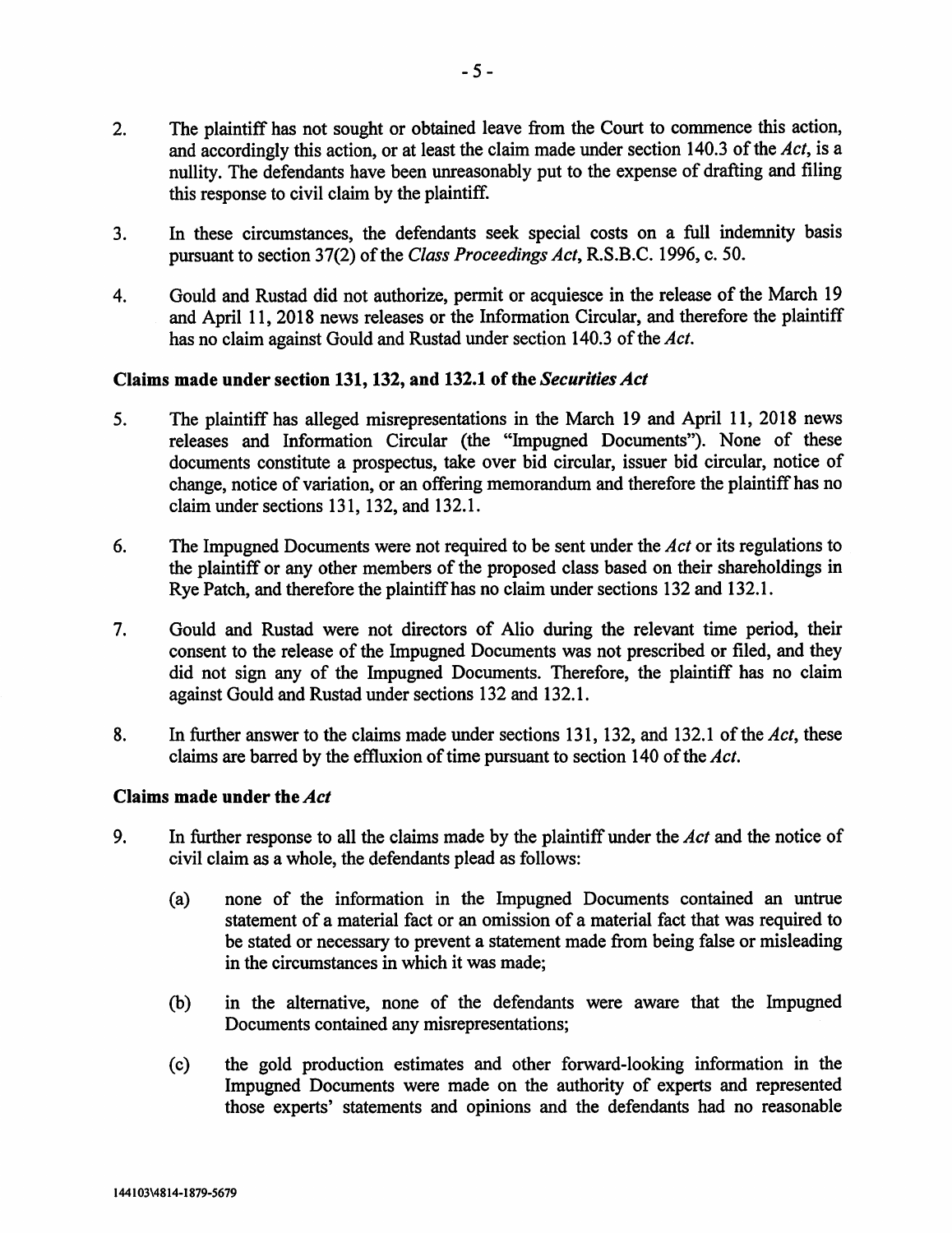2. The plaintiff has not sought or obtained leave from the Court to commence this action, and accordingly this action, or at least the claim made under section 140.3 of the *Act*, is a nullity. The defendants have been unreasonably put to the expense of drafting and filing this response to civil claim by the plaintiff.

3. In these circumstances, the defendants seek special costs on a full indemnity basis pursuant to section 37(2) of the *Class Proceedings Act*, R.S.B.C. 1996, c. 50.

4. Gould and Rustad did not authorize, permit or acquiesce in the release of the March 19 and April 11, 2018 news releases or the Information Circular, and therefore the plaintiff has no claim against Gould and Rustad under section 140.3 of the *Act*.

### Claims made under section 131, 132, and 132.1 of the *Securities Act*

5. The plaintiff has alleged misrepresentations in the March 19 and April 11, 2018 news releases and Information Circular (the "Impugned Documents"). None of these documents constitute a prospectus, take over bid circular, issuer bid circular, notice of change, notice of variation, or an offering memorandum and therefore the plaintiff has no claim under sections 131, 132, and 132.1.

6. The Impugned Documents were not required to be sent under the *Act* or its regulations to the plaintiff or any other members of the proposed class based on their shareholdings in Rye Patch, and therefore the plaintiff has no claim under sections 132 and 132.1.

7. Gould and Rustad were not directors of Alio during the relevant time period, their consent to the release of the Impugned Documents was not prescribed or filed, and they did not sign any of the Impugned Documents. Therefore, the plaintiff has no claim against Gould and Rustad under sections 132 and 132.1.

8. In further answer to the claims made under sections 131, 132, and 132.1 of the *Act*, these claims are barred by the effluxion of time pursuant to section 140 of the *Act*.

### Claims made under the *Act*

9. In further response to all the claims made by the plaintiff under the *Act* and the notice of civil claim as a whole, the defendants plead as follows:

   (a) none of the information in the Impugned Documents contained an untrue statement of a material fact or an omission of a material fact that was required to be stated or necessary to prevent a statement made from being false or misleading in the circumstances in which it was made;

   (b) in the alternative, none of the defendants were aware that the Impugned Documents contained any misrepresentations;

   (c) the gold production estimates and other forward-looking information in the Impugned Documents were made on the authority of experts and represented those experts' statements and opinions and the defendants had no reasonable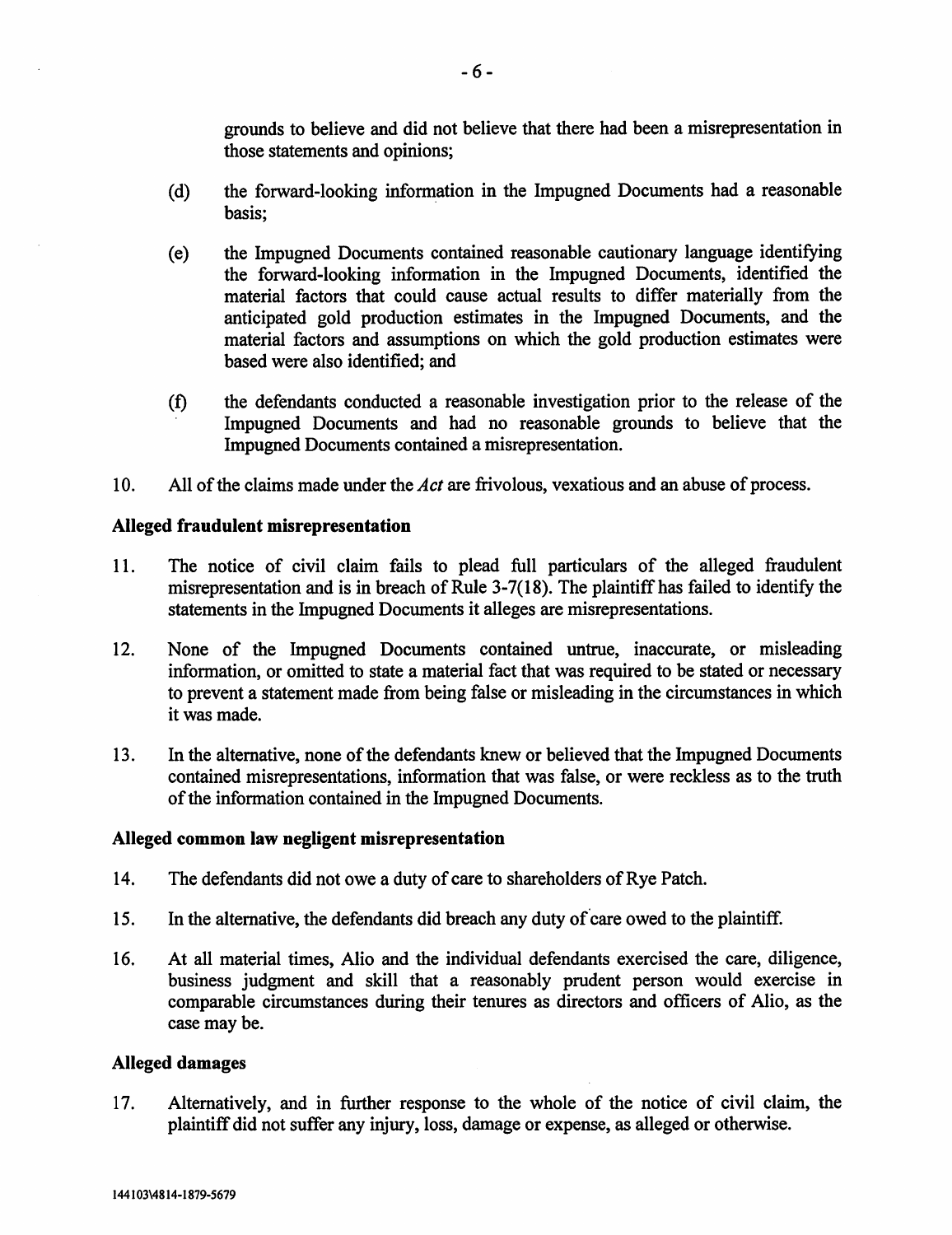grounds to believe and did not believe that there had been a misrepresentation in those statements and opinions;

(d) the forward-looking information in the Impugned Documents had a reasonable basis;

(e) the Impugned Documents contained reasonable cautionary language identifying the forward-looking information in the Impugned Documents, identified the material factors that could cause actual results to differ materially from the anticipated gold production estimates in the Impugned Documents, and the material factors and assumptions on which the gold production estimates were based were also identified; and

(f) the defendants conducted a reasonable investigation prior to the release of the Impugned Documents and had no reasonable grounds to believe that the Impugned Documents contained a misrepresentation.

10. All of the claims made under the *Act* are frivolous, vexatious and an abuse of process.

**Alleged fraudulent misrepresentation**

11. The notice of civil claim fails to plead full particulars of the alleged fraudulent misrepresentation and is in breach of Rule 3-7(18). The plaintiff has failed to identify the statements in the Impugned Documents it alleges are misrepresentations.

12. None of the Impugned Documents contained untrue, inaccurate, or misleading information, or omitted to state a material fact that was required to be stated or necessary to prevent a statement made from being false or misleading in the circumstances in which it was made.

13. In the alternative, none of the defendants knew or believed that the Impugned Documents contained misrepresentations, information that was false, or were reckless as to the truth of the information contained in the Impugned Documents.

**Alleged common law negligent misrepresentation**

14. The defendants did not owe a duty of care to shareholders of Rye Patch.

15. In the alternative, the defendants did breach any duty of care owed to the plaintiff.

16. At all material times, Alio and the individual defendants exercised the care, diligence, business judgment and skill that a reasonably prudent person would exercise in comparable circumstances during their tenures as directors and officers of Alio, as the case may be.

**Alleged damages**

17. Alternatively, and in further response to the whole of the notice of civil claim, the plaintiff did not suffer any injury, loss, damage or expense, as alleged or otherwise.

144103\4814-1879-5679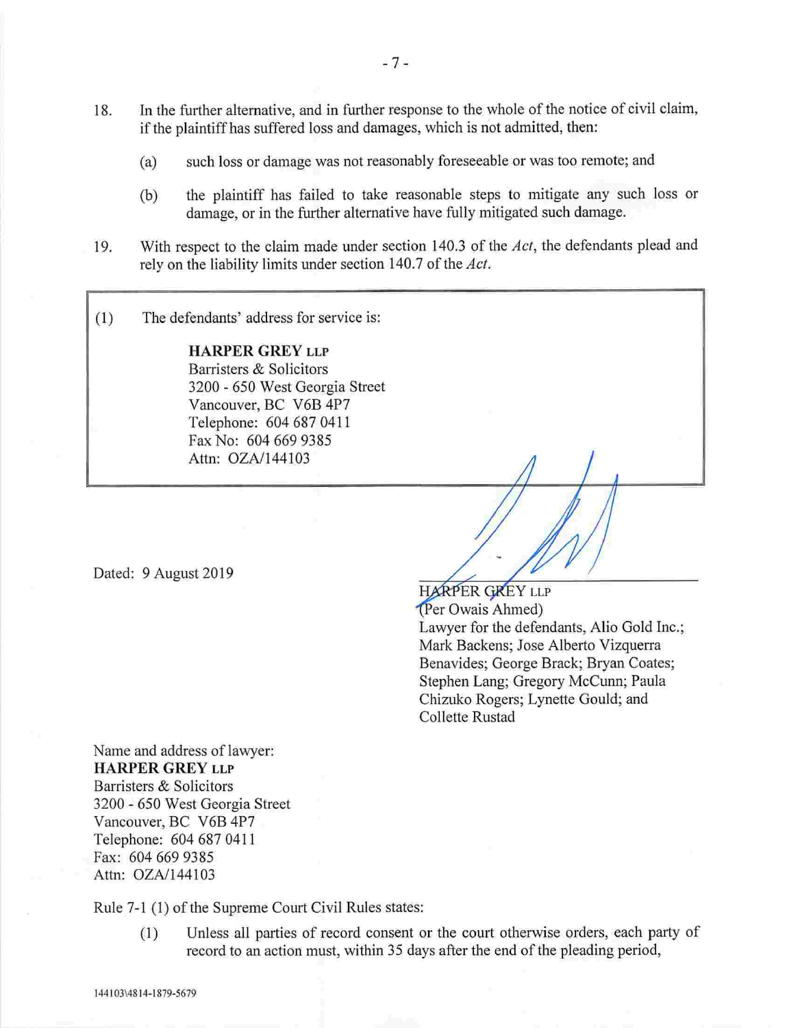18. In the further alternative, and in further response to the whole of the notice of civil claim, if the plaintiff has suffered loss and damages, which is not admitted, then:

    (a) such loss or damage was not reasonably foreseeable or was too remote; and

    (b) the plaintiff has failed to take reasonable steps to mitigate any such loss or damage, or in the further alternative have fully mitigated such damage.

19. With respect to the claim made under section 140.3 of the *Act*, the defendants plead and rely on the liability limits under section 140.7 of the *Act*.

(1) The defendants' address for service is:

**HARPER GREY LLP**
Barristers & Solicitors
3200 - 650 West Georgia Street
Vancouver, BC V6B 4P7
Telephone: 604 687 0411
Fax No: 604 669 9385
Attn: OZA/144103

Dated: 9 August 2019

HARPER GREY LLP
(Per Owais Ahmed)
Lawyer for the defendants, Alio Gold Inc.; Mark Backens; Jose Alberto Vizquerra Benavides; George Brack; Bryan Coates; Stephen Lang; Gregory McCunn; Paula Chizuko Rogers; Lynette Gould; and Collette Rustad

Name and address of lawyer:
**HARPER GREY LLP**
Barristers & Solicitors
3200 - 650 West Georgia Street
Vancouver, BC V6B 4P7
Telephone: 604 687 0411
Fax: 604 669 9385
Attn: OZA/144103

Rule 7-1 (1) of the Supreme Court Civil Rules states:

(1) Unless all parties of record consent or the court otherwise orders, each party of record to an action must, within 35 days after the end of the pleading period,

144103\4814-1879-5679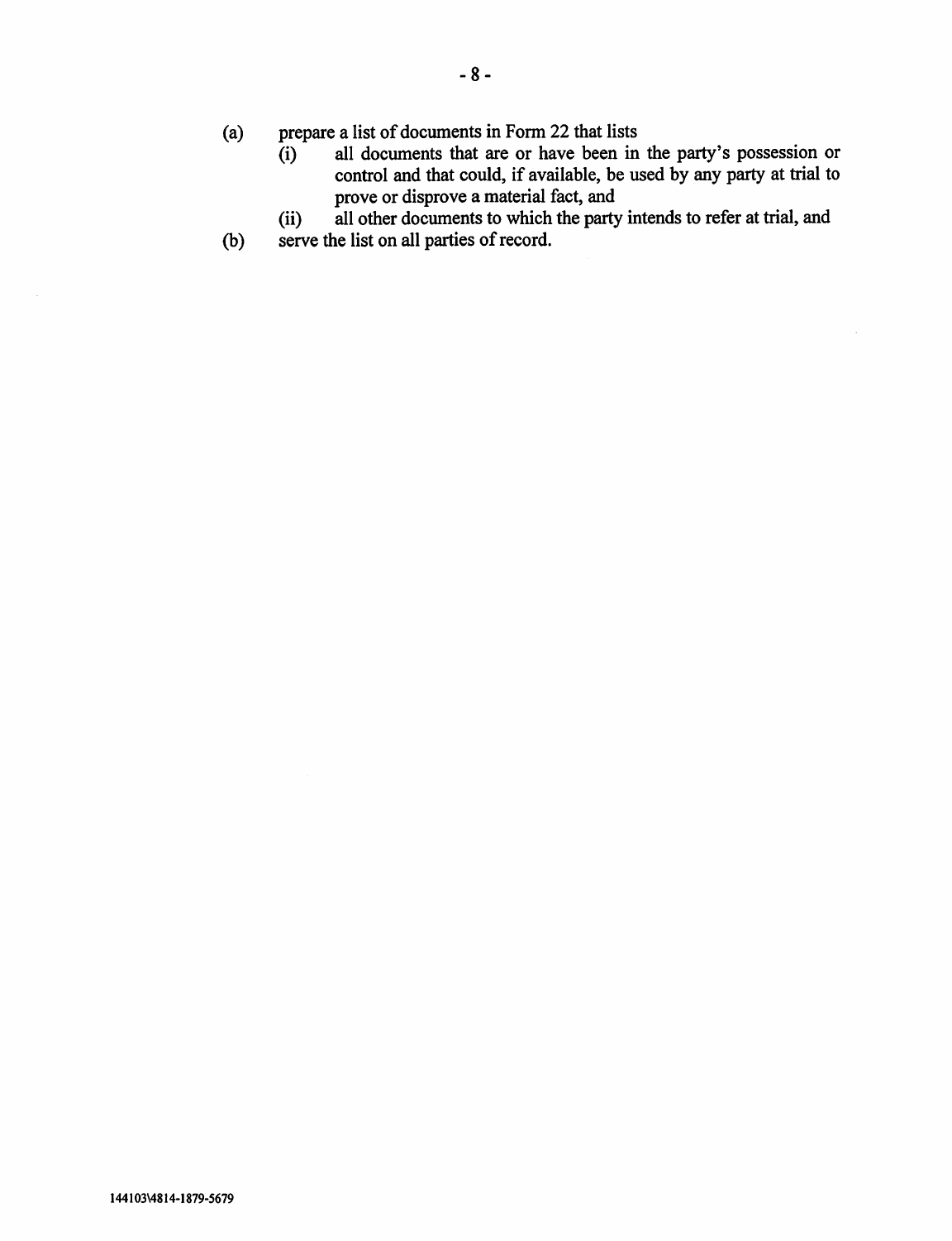(a) prepare a list of documents in Form 22 that lists
   (i) all documents that are or have been in the party's possession or control and that could, if available, be used by any party at trial to prove or disprove a material fact, and
   (ii) all other documents to which the party intends to refer at trial, and
(b) serve the list on all parties of record.

144103\4814-1879-5679